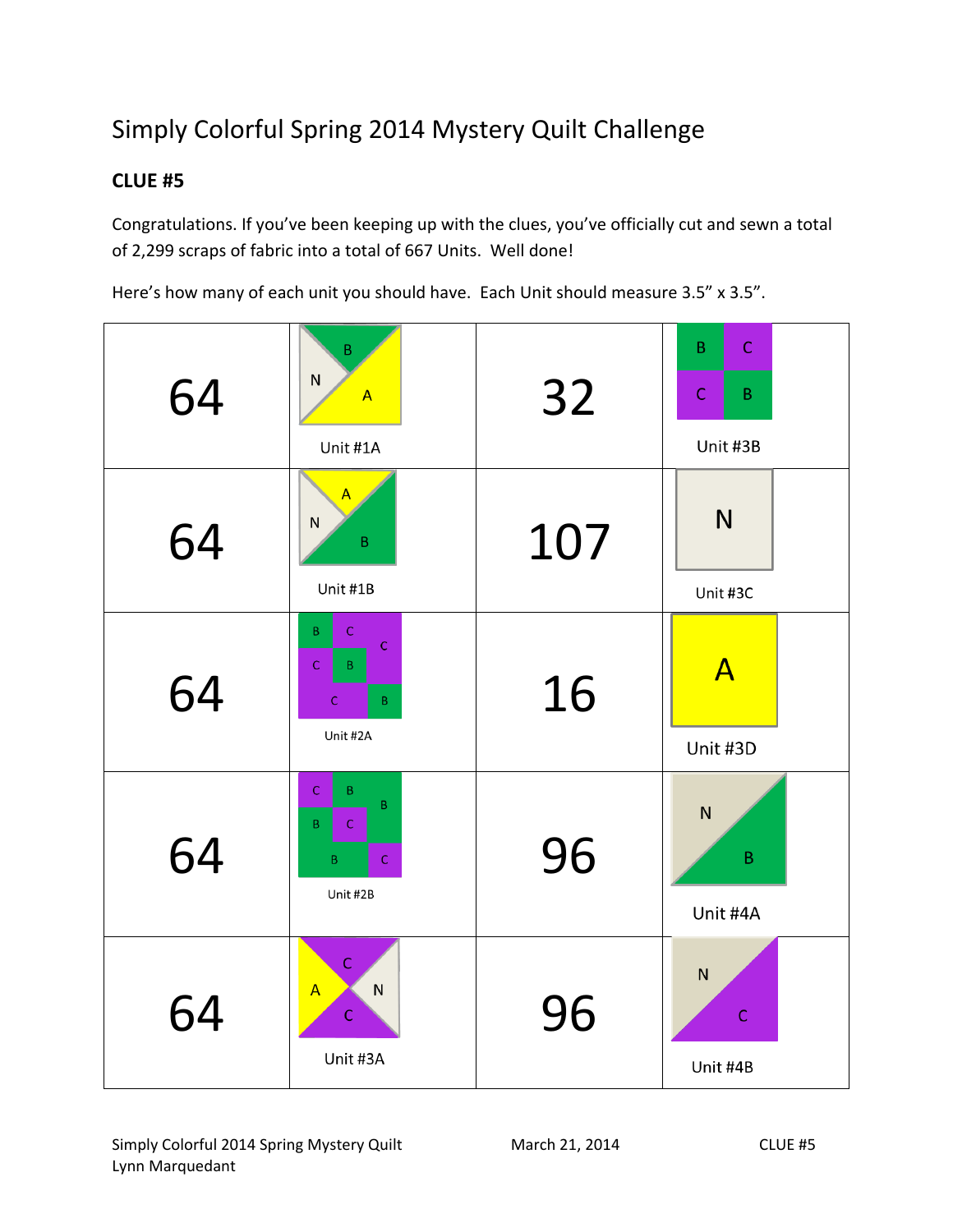# Simply Colorful Spring 2014 Mystery Quilt Challenge

**CLUE #5**

Congratulations. If you've been keeping up with the clues, you've officially cut and sewn a total of 2,299 scraps of fabric into a total of 667 Units. Well done!

Here's how many of each unit you should have. Each Unit should measure 3.5" x 3.5".

| Count | Unit | Count | Unit |
|---|---|---|---|
| 64 | Unit #1A | 32 | Unit #3B |
| 64 | Unit #1B | 107 | Unit #3C |
| 64 | Unit #2A | 16 | Unit #3D |
| 64 | Unit #2B | 96 | Unit #4A |
| 64 | Unit #3A | 96 | Unit #4B |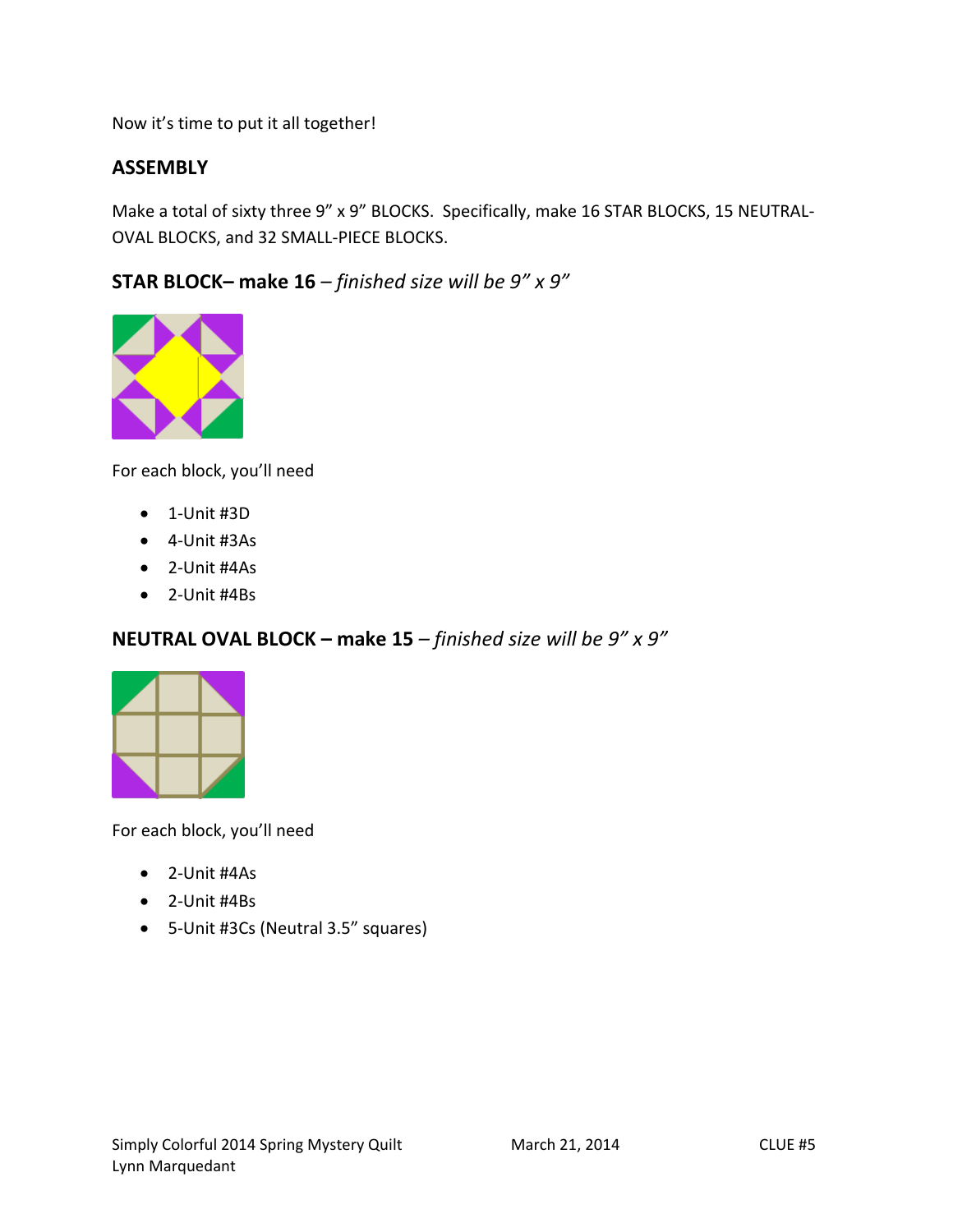Now it's time to put it all together!

## ASSEMBLY

Make a total of sixty three 9" x 9" BLOCKS. Specifically, make 16 STAR BLOCKS, 15 NEUTRAL-OVAL BLOCKS, and 32 SMALL-PIECE BLOCKS.

### STAR BLOCK– make 16 – *finished size will be 9" x 9"*

For each block, you'll need

- 1-Unit #3D
- 4-Unit #3As
- 2-Unit #4As
- 2-Unit #4Bs

### NEUTRAL OVAL BLOCK – make 15 – *finished size will be 9" x 9"*

For each block, you'll need

- 2-Unit #4As
- 2-Unit #4Bs
- 5-Unit #3Cs (Neutral 3.5" squares)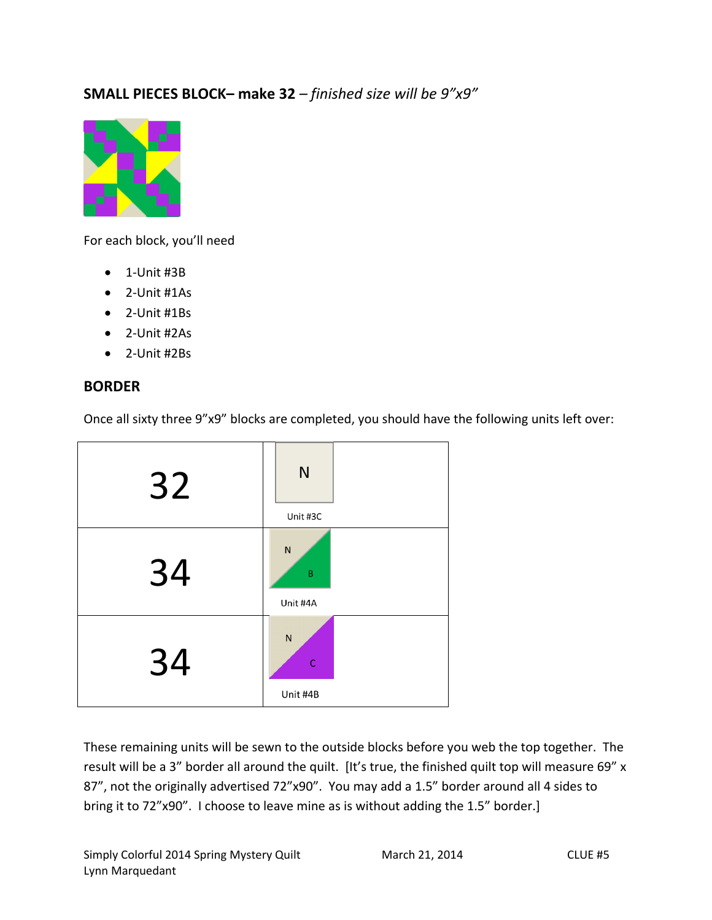## SMALL PIECES BLOCK– make 32 – *finished size will be 9"x9"*

For each block, you'll need

- 1-Unit #3B
- 2-Unit #1As
- 2-Unit #1Bs
- 2-Unit #2As
- 2-Unit #2Bs

## BORDER

Once all sixty three 9"x9" blocks are completed, you should have the following units left over:

| | |
|---|---|
| 32 | N<br>Unit #3C |
| 34 | N B<br>Unit #4A |
| 34 | N C<br>Unit #4B |

These remaining units will be sewn to the outside blocks before you web the top together. The result will be a 3" border all around the quilt. [It's true, the finished quilt top will measure 69" x 87", not the originally advertised 72"x90". You may add a 1.5" border around all 4 sides to bring it to 72"x90". I choose to leave mine as is without adding the 1.5" border.]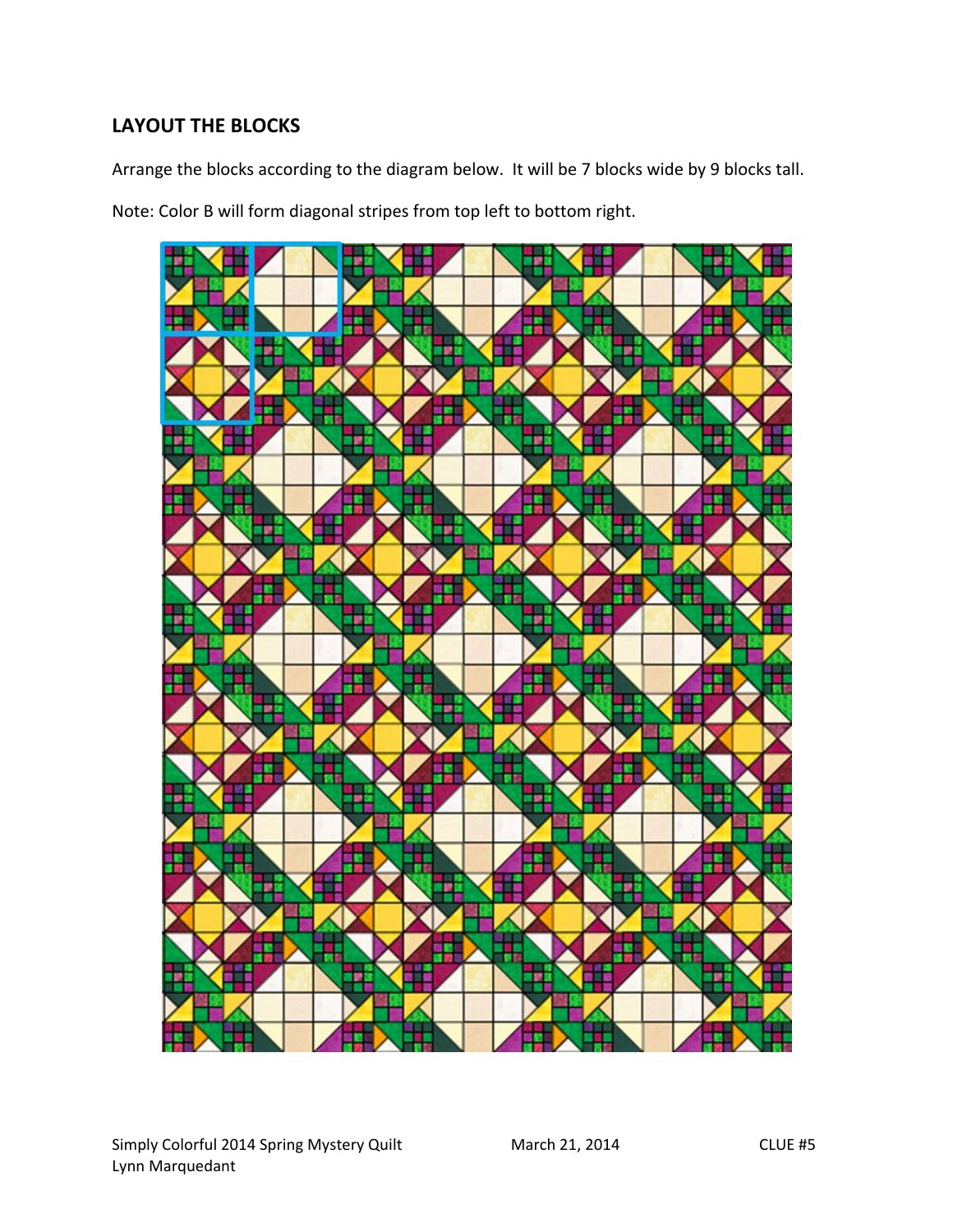## LAYOUT THE BLOCKS

Arrange the blocks according to the diagram below. It will be 7 blocks wide by 9 blocks tall.

Note: Color B will form diagonal stripes from top left to bottom right.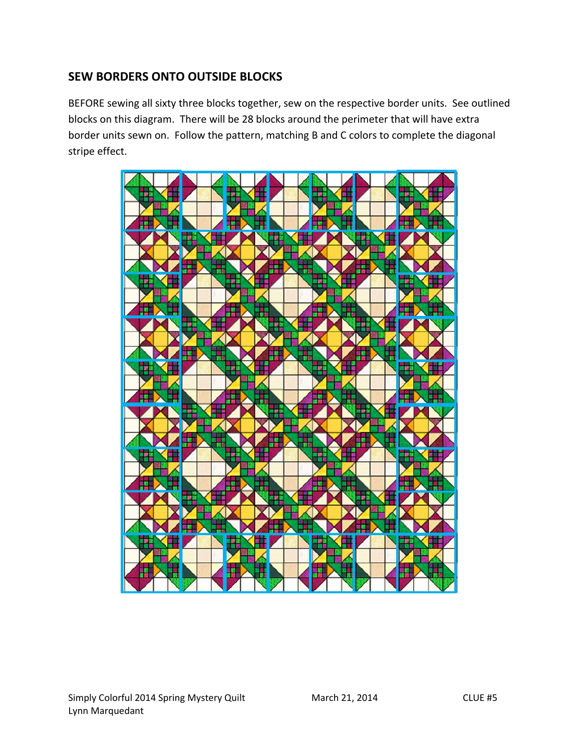## SEW BORDERS ONTO OUTSIDE BLOCKS

BEFORE sewing all sixty three blocks together, sew on the respective border units. See outlined blocks on this diagram. There will be 28 blocks around the perimeter that will have extra border units sewn on. Follow the pattern, matching B and C colors to complete the diagonal stripe effect.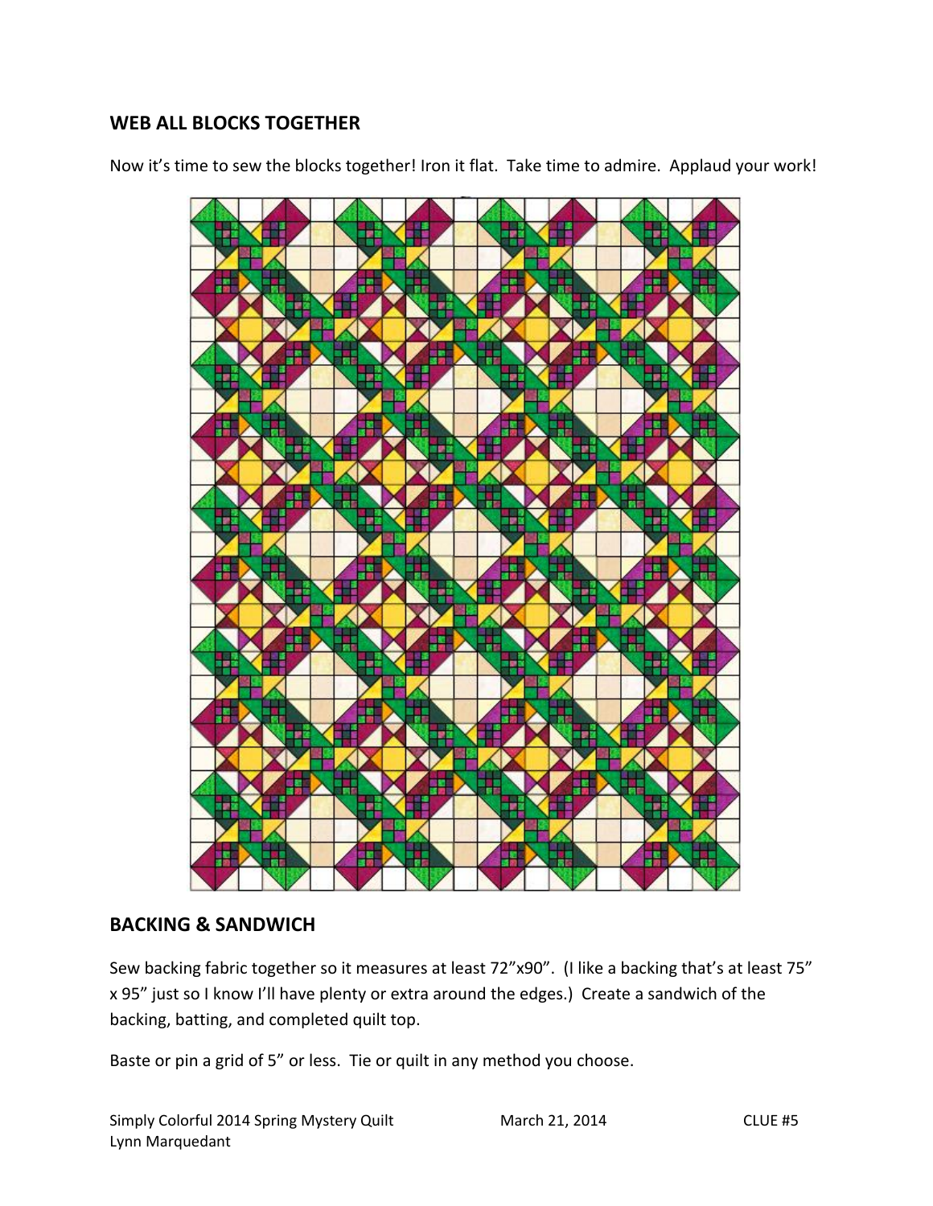## WEB ALL BLOCKS TOGETHER

Now it's time to sew the blocks together! Iron it flat. Take time to admire. Applaud your work!

## BACKING & SANDWICH

Sew backing fabric together so it measures at least 72"x90". (I like a backing that's at least 75" x 95" just so I know I'll have plenty or extra around the edges.) Create a sandwich of the backing, batting, and completed quilt top.

Baste or pin a grid of 5" or less. Tie or quilt in any method you choose.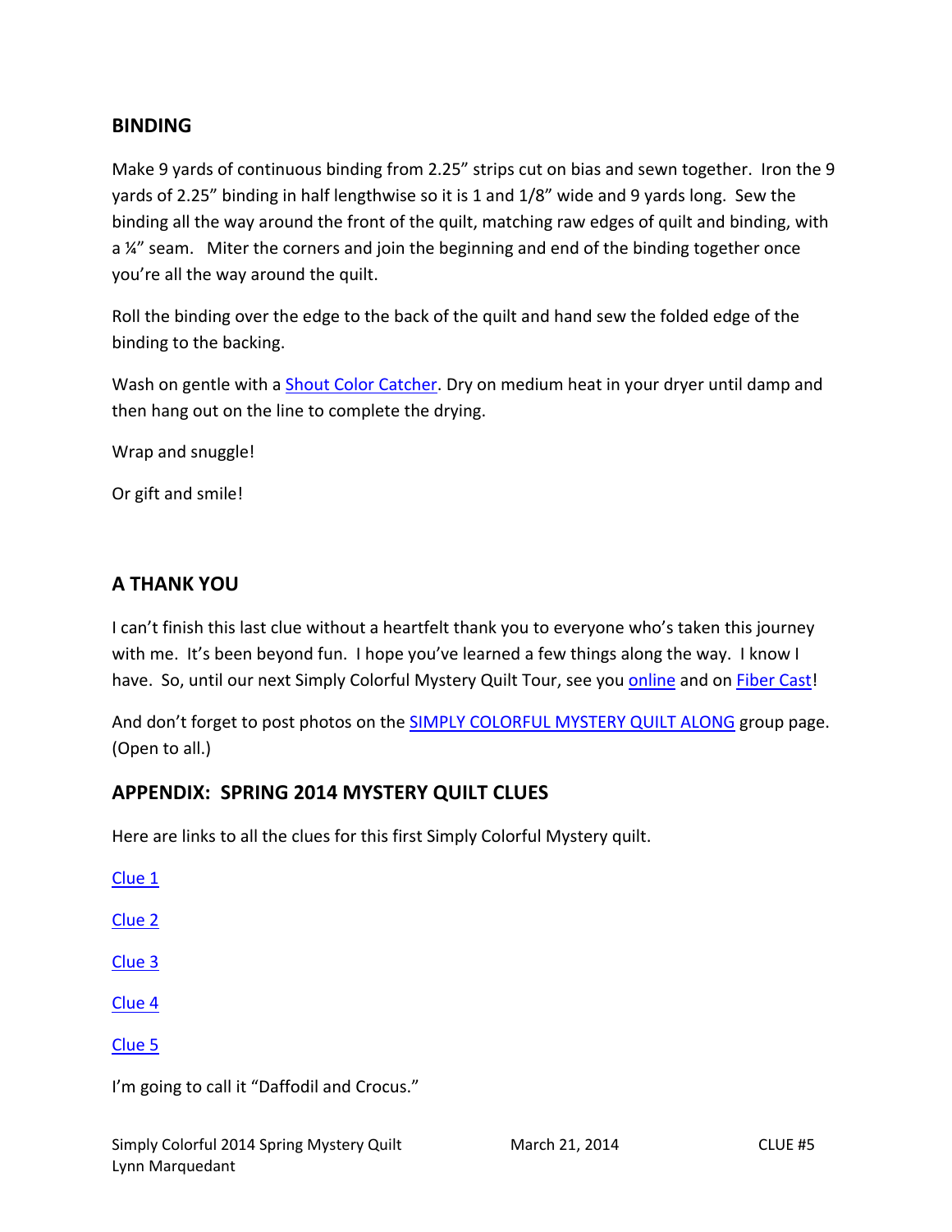## BINDING

Make 9 yards of continuous binding from 2.25" strips cut on bias and sewn together. Iron the 9 yards of 2.25" binding in half lengthwise so it is 1 and 1/8" wide and 9 yards long. Sew the binding all the way around the front of the quilt, matching raw edges of quilt and binding, with a ¼" seam. Miter the corners and join the beginning and end of the binding together once you're all the way around the quilt.

Roll the binding over the edge to the back of the quilt and hand sew the folded edge of the binding to the backing.

Wash on gentle with a Shout Color Catcher. Dry on medium heat in your dryer until damp and then hang out on the line to complete the drying.

Wrap and snuggle!

Or gift and smile!

## A THANK YOU

I can't finish this last clue without a heartfelt thank you to everyone who's taken this journey with me. It's been beyond fun. I hope you've learned a few things along the way. I know I have. So, until our next Simply Colorful Mystery Quilt Tour, see you online and on Fiber Cast!

And don't forget to post photos on the SIMPLY COLORFUL MYSTERY QUILT ALONG group page. (Open to all.)

## APPENDIX: SPRING 2014 MYSTERY QUILT CLUES

Here are links to all the clues for this first Simply Colorful Mystery quilt.

Clue 1

Clue 2

Clue 3

Clue 4

Clue 5

I'm going to call it "Daffodil and Crocus."